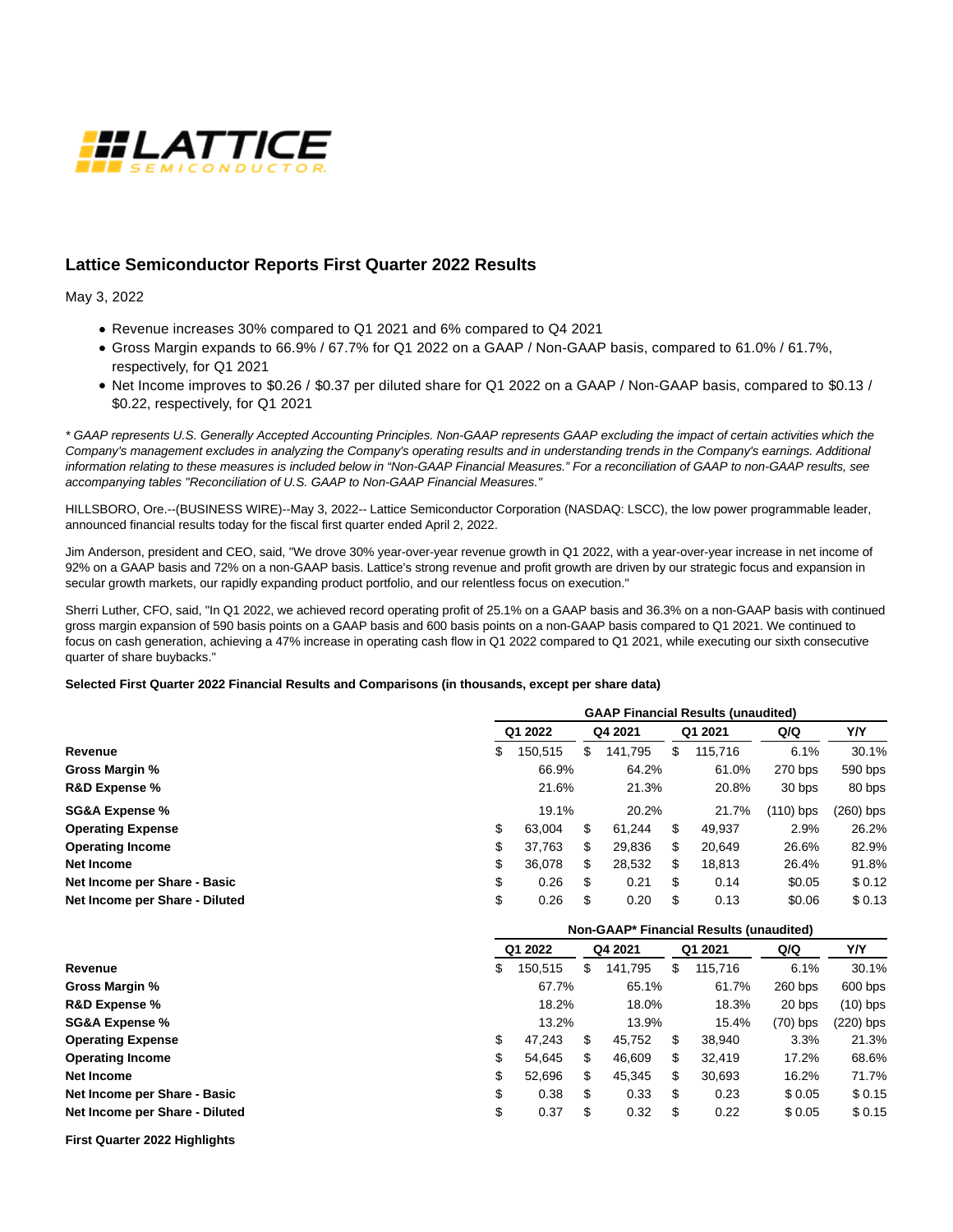# Lattice Semiconductor Reports First Quarter 2022 Results

May 3, 2022

- Revenue increases 30% compared to Q1 2021 and 6% compared to Q4 2021
- Gross Margin expands to 66.9% / 67.7% for Q1 2022 on a GAAP / Non-GAAP basis, compared to 61.0% / 61.7%, respectively, for Q1 2021
- Net Income improves to $0.26 / $0.37 per diluted share for Q1 2022 on a GAAP / Non-GAAP basis, compared to $0.13 / $0.22, respectively, for Q1 2021

*\* GAAP represents U.S. Generally Accepted Accounting Principles. Non-GAAP represents GAAP excluding the impact of certain activities which the Company's management excludes in analyzing the Company's operating results and in understanding trends in the Company's earnings. Additional information relating to these measures is included below in "Non-GAAP Financial Measures." For a reconciliation of GAAP to non-GAAP results, see accompanying tables "Reconciliation of U.S. GAAP to Non-GAAP Financial Measures."*

HILLSBORO, Ore.--(BUSINESS WIRE)--May 3, 2022-- Lattice Semiconductor Corporation (NASDAQ: LSCC), the low power programmable leader, announced financial results today for the fiscal first quarter ended April 2, 2022.

Jim Anderson, president and CEO, said, "We drove 30% year-over-year revenue growth in Q1 2022, with a year-over-year increase in net income of 92% on a GAAP basis and 72% on a non-GAAP basis. Lattice's strong revenue and profit growth are driven by our strategic focus and expansion in secular growth markets, our rapidly expanding product portfolio, and our relentless focus on execution."

Sherri Luther, CFO, said, "In Q1 2022, we achieved record operating profit of 25.1% on a GAAP basis and 36.3% on a non-GAAP basis with continued gross margin expansion of 590 basis points on a GAAP basis and 600 basis points on a non-GAAP basis compared to Q1 2021. We continued to focus on cash generation, achieving a 47% increase in operating cash flow in Q1 2022 compared to Q1 2021, while executing our sixth consecutive quarter of share buybacks."

**Selected First Quarter 2022 Financial Results and Comparisons (in thousands, except per share data)**

| | GAAP Financial Results (unaudited) | | | | |
|---|---|---|---|---|---|
| | Q1 2022 | Q4 2021 | Q1 2021 | Q/Q | Y/Y |
| **Revenue** | $ 150,515 | $ 141,795 | $ 115,716 | 6.1% | 30.1% |
| **Gross Margin %** | 66.9% | 64.2% | 61.0% | 270 bps | 590 bps |
| **R&D Expense %** | 21.6% | 21.3% | 20.8% | 30 bps | 80 bps |
| **SG&A Expense %** | 19.1% | 20.2% | 21.7% | (110) bps | (260) bps |
| **Operating Expense** | $ 63,004 | $ 61,244 | $ 49,937 | 2.9% | 26.2% |
| **Operating Income** | $ 37,763 | $ 29,836 | $ 20,649 | 26.6% | 82.9% |
| **Net Income** | $ 36,078 | $ 28,532 | $ 18,813 | 26.4% | 91.8% |
| **Net Income per Share - Basic** | $ 0.26 | $ 0.21 | $ 0.14 | $0.05 | $ 0.12 |
| **Net Income per Share - Diluted** | $ 0.26 | $ 0.20 | $ 0.13 | $0.06 | $ 0.13 |

| | Non-GAAP* Financial Results (unaudited) | | | | |
|---|---|---|---|---|---|
| | Q1 2022 | Q4 2021 | Q1 2021 | Q/Q | Y/Y |
| **Revenue** | $ 150,515 | $ 141,795 | $ 115,716 | 6.1% | 30.1% |
| **Gross Margin %** | 67.7% | 65.1% | 61.7% | 260 bps | 600 bps |
| **R&D Expense %** | 18.2% | 18.0% | 18.3% | 20 bps | (10) bps |
| **SG&A Expense %** | 13.2% | 13.9% | 15.4% | (70) bps | (220) bps |
| **Operating Expense** | $ 47,243 | $ 45,752 | $ 38,940 | 3.3% | 21.3% |
| **Operating Income** | $ 54,645 | $ 46,609 | $ 32,419 | 17.2% | 68.6% |
| **Net Income** | $ 52,696 | $ 45,345 | $ 30,693 | 16.2% | 71.7% |
| **Net Income per Share - Basic** | $ 0.38 | $ 0.33 | $ 0.23 | $ 0.05 | $ 0.15 |
| **Net Income per Share - Diluted** | $ 0.37 | $ 0.32 | $ 0.22 | $ 0.05 | $ 0.15 |

**First Quarter 2022 Highlights**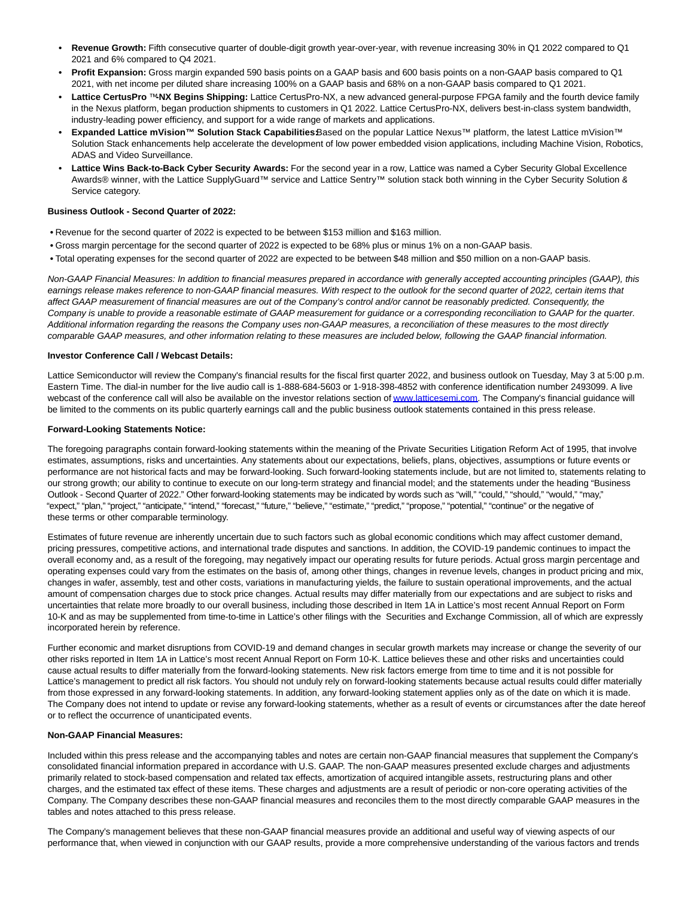- **Revenue Growth:** Fifth consecutive quarter of double-digit growth year-over-year, with revenue increasing 30% in Q1 2022 compared to Q1 2021 and 6% compared to Q4 2021.
- **Profit Expansion:** Gross margin expanded 590 basis points on a GAAP basis and 600 basis points on a non-GAAP basis compared to Q1 2021, with net income per diluted share increasing 100% on a GAAP basis and 68% on a non-GAAP basis compared to Q1 2021.
- **Lattice CertusPro ™-NX Begins Shipping:** Lattice CertusPro-NX, a new advanced general-purpose FPGA family and the fourth device family in the Nexus platform, began production shipments to customers in Q1 2022. Lattice CertusPro-NX, delivers best-in-class system bandwidth, industry-leading power efficiency, and support for a wide range of markets and applications.
- **Expanded Lattice mVision™ Solution Stack Capabilities:** Based on the popular Lattice Nexus™ platform, the latest Lattice mVision™ Solution Stack enhancements help accelerate the development of low power embedded vision applications, including Machine Vision, Robotics, ADAS and Video Surveillance.
- **Lattice Wins Back-to-Back Cyber Security Awards:** For the second year in a row, Lattice was named a Cyber Security Global Excellence Awards® winner, with the Lattice SupplyGuard™ service and Lattice Sentry™ solution stack both winning in the Cyber Security Solution & Service category.

**Business Outlook - Second Quarter of 2022:**

- Revenue for the second quarter of 2022 is expected to be between $153 million and $163 million.
- Gross margin percentage for the second quarter of 2022 is expected to be 68% plus or minus 1% on a non-GAAP basis.
- Total operating expenses for the second quarter of 2022 are expected to be between $48 million and $50 million on a non-GAAP basis.

*Non-GAAP Financial Measures: In addition to financial measures prepared in accordance with generally accepted accounting principles (GAAP), this earnings release makes reference to non-GAAP financial measures. With respect to the outlook for the second quarter of 2022, certain items that affect GAAP measurement of financial measures are out of the Company's control and/or cannot be reasonably predicted. Consequently, the Company is unable to provide a reasonable estimate of GAAP measurement for guidance or a corresponding reconciliation to GAAP for the quarter. Additional information regarding the reasons the Company uses non-GAAP measures, a reconciliation of these measures to the most directly comparable GAAP measures, and other information relating to these measures are included below, following the GAAP financial information.*

**Investor Conference Call / Webcast Details:**

Lattice Semiconductor will review the Company's financial results for the fiscal first quarter 2022, and business outlook on Tuesday, May 3 at 5:00 p.m. Eastern Time. The dial-in number for the live audio call is 1-888-684-5603 or 1-918-398-4852 with conference identification number 2493099. A live webcast of the conference call will also be available on the investor relations section of www.latticesemi.com. The Company's financial guidance will be limited to the comments on its public quarterly earnings call and the public business outlook statements contained in this press release.

**Forward-Looking Statements Notice:**

The foregoing paragraphs contain forward-looking statements within the meaning of the Private Securities Litigation Reform Act of 1995, that involve estimates, assumptions, risks and uncertainties. Any statements about our expectations, beliefs, plans, objectives, assumptions or future events or performance are not historical facts and may be forward-looking. Such forward-looking statements include, but are not limited to, statements relating to our strong growth; our ability to continue to execute on our long-term strategy and financial model; and the statements under the heading "Business Outlook - Second Quarter of 2022." Other forward-looking statements may be indicated by words such as "will," "could," "should," "would," "may," "expect," "plan," "project," "anticipate," "intend," "forecast," "future," "believe," "estimate," "predict," "propose," "potential," "continue" or the negative of these terms or other comparable terminology.

Estimates of future revenue are inherently uncertain due to such factors such as global economic conditions which may affect customer demand, pricing pressures, competitive actions, and international trade disputes and sanctions. In addition, the COVID-19 pandemic continues to impact the overall economy and, as a result of the foregoing, may negatively impact our operating results for future periods. Actual gross margin percentage and operating expenses could vary from the estimates on the basis of, among other things, changes in revenue levels, changes in product pricing and mix, changes in wafer, assembly, test and other costs, variations in manufacturing yields, the failure to sustain operational improvements, and the actual amount of compensation charges due to stock price changes. Actual results may differ materially from our expectations and are subject to risks and uncertainties that relate more broadly to our overall business, including those described in Item 1A in Lattice's most recent Annual Report on Form 10-K and as may be supplemented from time-to-time in Lattice's other filings with the Securities and Exchange Commission, all of which are expressly incorporated herein by reference.

Further economic and market disruptions from COVID-19 and demand changes in secular growth markets may increase or change the severity of our other risks reported in Item 1A in Lattice's most recent Annual Report on Form 10-K. Lattice believes these and other risks and uncertainties could cause actual results to differ materially from the forward-looking statements. New risk factors emerge from time to time and it is not possible for Lattice's management to predict all risk factors. You should not unduly rely on forward-looking statements because actual results could differ materially from those expressed in any forward-looking statements. In addition, any forward-looking statement applies only as of the date on which it is made. The Company does not intend to update or revise any forward-looking statements, whether as a result of events or circumstances after the date hereof or to reflect the occurrence of unanticipated events.

**Non-GAAP Financial Measures:**

Included within this press release and the accompanying tables and notes are certain non-GAAP financial measures that supplement the Company's consolidated financial information prepared in accordance with U.S. GAAP. The non-GAAP measures presented exclude charges and adjustments primarily related to stock-based compensation and related tax effects, amortization of acquired intangible assets, restructuring plans and other charges, and the estimated tax effect of these items. These charges and adjustments are a result of periodic or non-core operating activities of the Company. The Company describes these non-GAAP financial measures and reconciles them to the most directly comparable GAAP measures in the tables and notes attached to this press release.

The Company's management believes that these non-GAAP financial measures provide an additional and useful way of viewing aspects of our performance that, when viewed in conjunction with our GAAP results, provide a more comprehensive understanding of the various factors and trends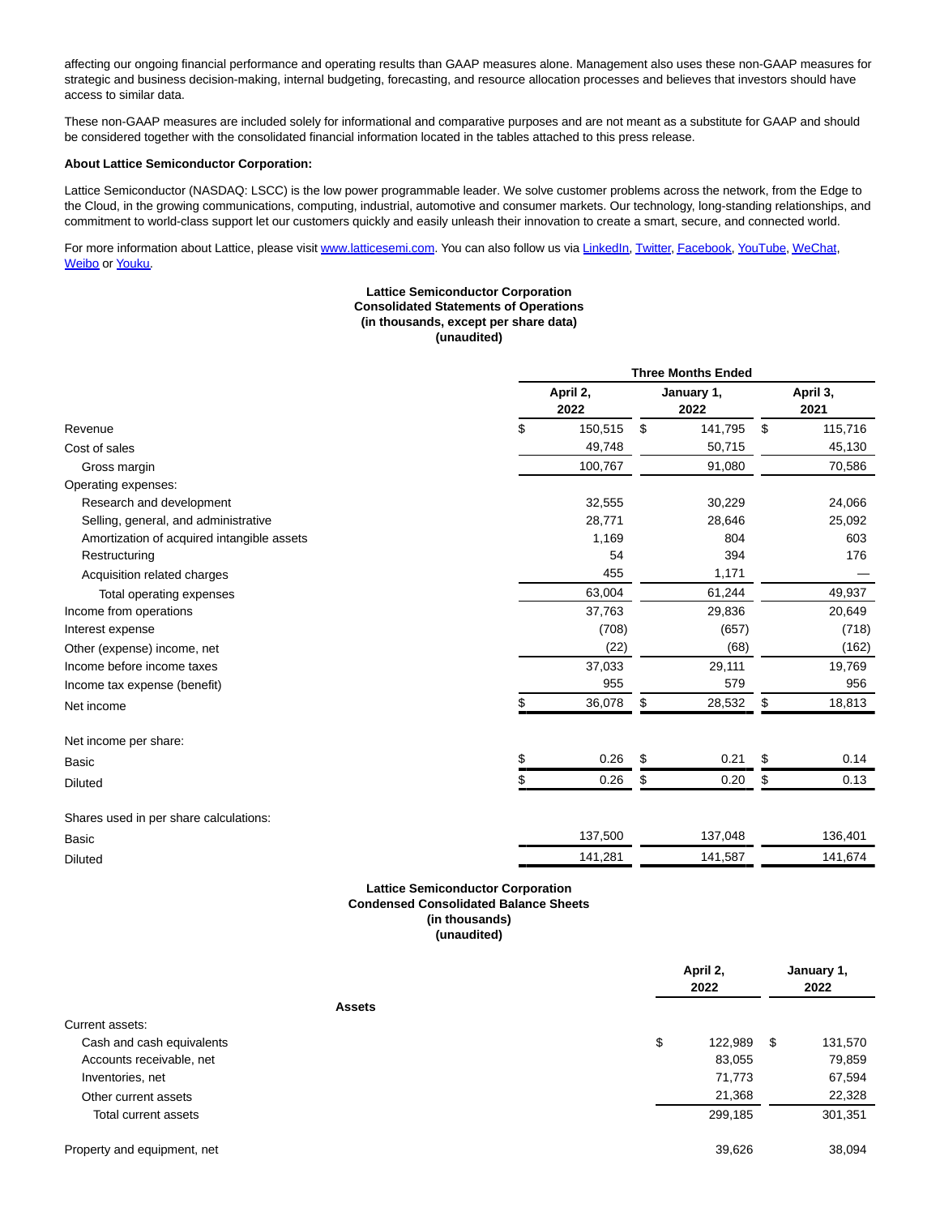affecting our ongoing financial performance and operating results than GAAP measures alone. Management also uses these non-GAAP measures for strategic and business decision-making, internal budgeting, forecasting, and resource allocation processes and believes that investors should have access to similar data.

These non-GAAP measures are included solely for informational and comparative purposes and are not meant as a substitute for GAAP and should be considered together with the consolidated financial information located in the tables attached to this press release.

**About Lattice Semiconductor Corporation:**

Lattice Semiconductor (NASDAQ: LSCC) is the low power programmable leader. We solve customer problems across the network, from the Edge to the Cloud, in the growing communications, computing, industrial, automotive and consumer markets. Our technology, long-standing relationships, and commitment to world-class support let our customers quickly and easily unleash their innovation to create a smart, secure, and connected world.

For more information about Lattice, please visit www.latticesemi.com. You can also follow us via LinkedIn, Twitter, Facebook, YouTube, WeChat, Weibo or Youku.

**Lattice Semiconductor Corporation**
**Consolidated Statements of Operations**
**(in thousands, except per share data)**
**(unaudited)**

| | Three Months Ended | | |
|---|---|---|---|
| | April 2, 2022 | January 1, 2022 | April 3, 2021 |
| Revenue | $ 150,515 | $ 141,795 | $ 115,716 |
| Cost of sales | 49,748 | 50,715 | 45,130 |
| Gross margin | 100,767 | 91,080 | 70,586 |
| Operating expenses: | | | |
| Research and development | 32,555 | 30,229 | 24,066 |
| Selling, general, and administrative | 28,771 | 28,646 | 25,092 |
| Amortization of acquired intangible assets | 1,169 | 804 | 603 |
| Restructuring | 54 | 394 | 176 |
| Acquisition related charges | 455 | 1,171 | — |
| Total operating expenses | 63,004 | 61,244 | 49,937 |
| Income from operations | 37,763 | 29,836 | 20,649 |
| Interest expense | (708) | (657) | (718) |
| Other (expense) income, net | (22) | (68) | (162) |
| Income before income taxes | 37,033 | 29,111 | 19,769 |
| Income tax expense (benefit) | 955 | 579 | 956 |
| Net income | $ 36,078 | $ 28,532 | $ 18,813 |
| | | | |
| Net income per share: | | | |
| Basic | $ 0.26 | $ 0.21 | $ 0.14 |
| Diluted | $ 0.26 | $ 0.20 | $ 0.13 |
| | | | |
| Shares used in per share calculations: | | | |
| Basic | 137,500 | 137,048 | 136,401 |
| Diluted | 141,281 | 141,587 | 141,674 |

**Lattice Semiconductor Corporation**
**Condensed Consolidated Balance Sheets**
**(in thousands)**
**(unaudited)**

| | April 2, 2022 | January 1, 2022 |
|---|---|---|
| **Assets** | | |
| Current assets: | | |
| Cash and cash equivalents | $ 122,989 | $ 131,570 |
| Accounts receivable, net | 83,055 | 79,859 |
| Inventories, net | 71,773 | 67,594 |
| Other current assets | 21,368 | 22,328 |
| Total current assets | 299,185 | 301,351 |
| | | |
| Property and equipment, net | 39,626 | 38,094 |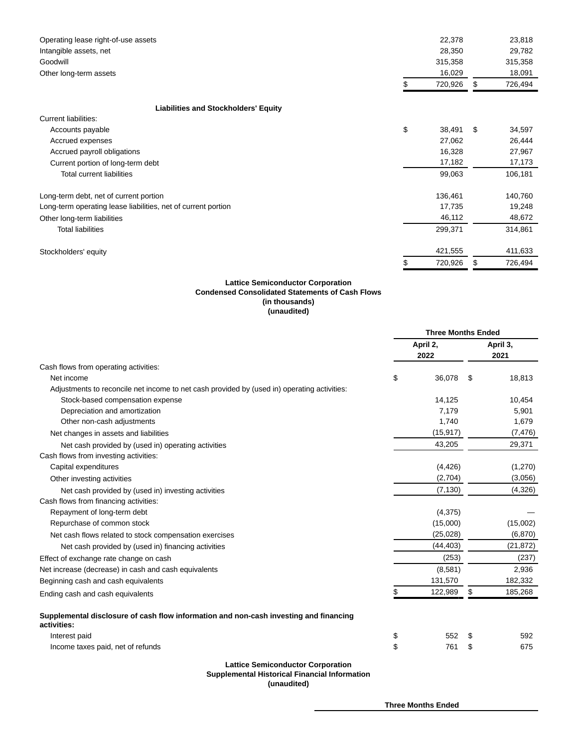| | | |
|---|---|---|
| Operating lease right-of-use assets | 22,378 | 23,818 |
| Intangible assets, net | 28,350 | 29,782 |
| Goodwill | 315,358 | 315,358 |
| Other long-term assets | 16,029 | 18,091 |
| | $ 720,926 | $ 726,494 |
| **Liabilities and Stockholders' Equity** | | |
| Current liabilities: | | |
| Accounts payable | $ 38,491 | $ 34,597 |
| Accrued expenses | 27,062 | 26,444 |
| Accrued payroll obligations | 16,328 | 27,967 |
| Current portion of long-term debt | 17,182 | 17,173 |
| Total current liabilities | 99,063 | 106,181 |
| Long-term debt, net of current portion | 136,461 | 140,760 |
| Long-term operating lease liabilities, net of current portion | 17,735 | 19,248 |
| Other long-term liabilities | 46,112 | 48,672 |
| Total liabilities | 299,371 | 314,861 |
| Stockholders' equity | 421,555 | 411,633 |
| | $ 720,926 | $ 726,494 |

**Lattice Semiconductor Corporation**
**Condensed Consolidated Statements of Cash Flows**
**(in thousands)**
**(unaudited)**

| | Three Months Ended | |
|---|---|---|
| | April 2, 2022 | April 3, 2021 |
| Cash flows from operating activities: | | |
| Net income | $ 36,078 | $ 18,813 |
| Adjustments to reconcile net income to net cash provided by (used in) operating activities: | | |
| Stock-based compensation expense | 14,125 | 10,454 |
| Depreciation and amortization | 7,179 | 5,901 |
| Other non-cash adjustments | 1,740 | 1,679 |
| Net changes in assets and liabilities | (15,917) | (7,476) |
| Net cash provided by (used in) operating activities | 43,205 | 29,371 |
| Cash flows from investing activities: | | |
| Capital expenditures | (4,426) | (1,270) |
| Other investing activities | (2,704) | (3,056) |
| Net cash provided by (used in) investing activities | (7,130) | (4,326) |
| Cash flows from financing activities: | | |
| Repayment of long-term debt | (4,375) | — |
| Repurchase of common stock | (15,000) | (15,002) |
| Net cash flows related to stock compensation exercises | (25,028) | (6,870) |
| Net cash provided by (used in) financing activities | (44,403) | (21,872) |
| Effect of exchange rate change on cash | (253) | (237) |
| Net increase (decrease) in cash and cash equivalents | (8,581) | 2,936 |
| Beginning cash and cash equivalents | 131,570 | 182,332 |
| Ending cash and cash equivalents | $ 122,989 | $ 185,268 |
| **Supplemental disclosure of cash flow information and non-cash investing and financing activities:** | | |
| Interest paid | $ 552 | $ 592 |
| Income taxes paid, net of refunds | $ 761 | $ 675 |

**Lattice Semiconductor Corporation**
**Supplemental Historical Financial Information**
**(unaudited)**

| | Three Months Ended |
|---|---|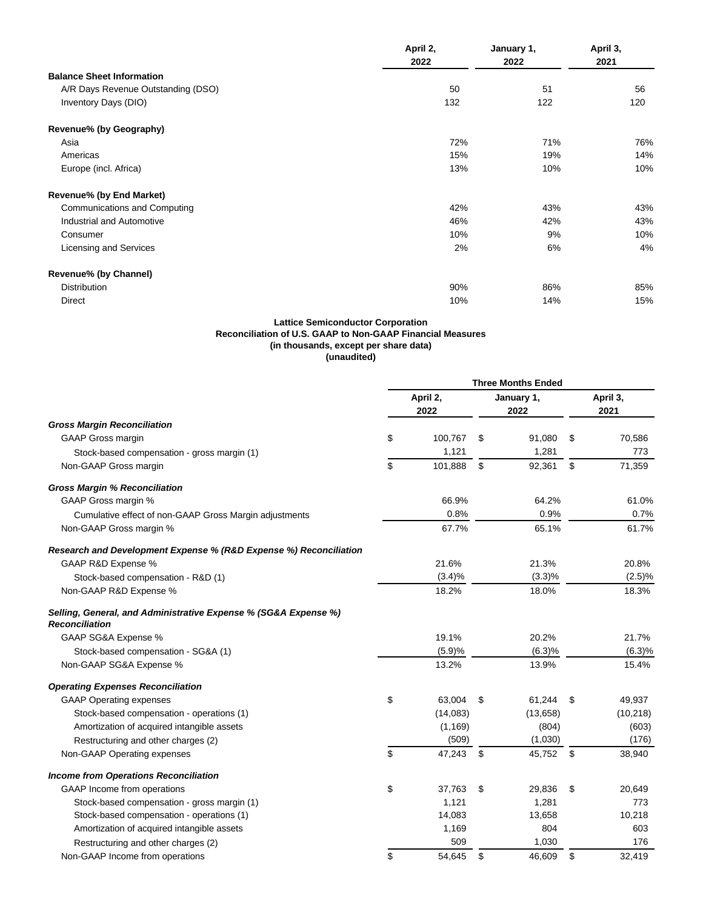| | April 2, 2022 | January 1, 2022 | April 3, 2021 |
|---|---|---|---|
| **Balance Sheet Information** | | | |
| A/R Days Revenue Outstanding (DSO) | 50 | 51 | 56 |
| Inventory Days (DIO) | 132 | 122 | 120 |
| | | | |
| **Revenue% (by Geography)** | | | |
| Asia | 72% | 71% | 76% |
| Americas | 15% | 19% | 14% |
| Europe (incl. Africa) | 13% | 10% | 10% |
| | | | |
| **Revenue% (by End Market)** | | | |
| Communications and Computing | 42% | 43% | 43% |
| Industrial and Automotive | 46% | 42% | 43% |
| Consumer | 10% | 9% | 10% |
| Licensing and Services | 2% | 6% | 4% |
| | | | |
| **Revenue% (by Channel)** | | | |
| Distribution | 90% | 86% | 85% |
| Direct | 10% | 14% | 15% |

**Lattice Semiconductor Corporation**
**Reconciliation of U.S. GAAP to Non-GAAP Financial Measures**
**(in thousands, except per share data)**
**(unaudited)**

| | Three Months Ended | | |
|---|---|---|---|
| | April 2, 2022 | January 1, 2022 | April 3, 2021 |
| ***Gross Margin Reconciliation*** | | | |
| GAAP Gross margin | $ 100,767 | $ 91,080 | $ 70,586 |
| Stock-based compensation - gross margin (1) | 1,121 | 1,281 | 773 |
| Non-GAAP Gross margin | $ 101,888 | $ 92,361 | $ 71,359 |
| | | | |
| ***Gross Margin % Reconciliation*** | | | |
| GAAP Gross margin % | 66.9% | 64.2% | 61.0% |
| Cumulative effect of non-GAAP Gross Margin adjustments | 0.8% | 0.9% | 0.7% |
| Non-GAAP Gross margin % | 67.7% | 65.1% | 61.7% |
| | | | |
| ***Research and Development Expense % (R&D Expense %) Reconciliation*** | | | |
| GAAP R&D Expense % | 21.6% | 21.3% | 20.8% |
| Stock-based compensation - R&D (1) | (3.4)% | (3.3)% | (2.5)% |
| Non-GAAP R&D Expense % | 18.2% | 18.0% | 18.3% |
| | | | |
| ***Selling, General, and Administrative Expense % (SG&A Expense %) Reconciliation*** | | | |
| GAAP SG&A Expense % | 19.1% | 20.2% | 21.7% |
| Stock-based compensation - SG&A (1) | (5.9)% | (6.3)% | (6.3)% |
| Non-GAAP SG&A Expense % | 13.2% | 13.9% | 15.4% |
| | | | |
| ***Operating Expenses Reconciliation*** | | | |
| GAAP Operating expenses | $ 63,004 | $ 61,244 | $ 49,937 |
| Stock-based compensation - operations (1) | (14,083) | (13,658) | (10,218) |
| Amortization of acquired intangible assets | (1,169) | (804) | (603) |
| Restructuring and other charges (2) | (509) | (1,030) | (176) |
| Non-GAAP Operating expenses | $ 47,243 | $ 45,752 | $ 38,940 |
| | | | |
| ***Income from Operations Reconciliation*** | | | |
| GAAP Income from operations | $ 37,763 | $ 29,836 | $ 20,649 |
| Stock-based compensation - gross margin (1) | 1,121 | 1,281 | 773 |
| Stock-based compensation - operations (1) | 14,083 | 13,658 | 10,218 |
| Amortization of acquired intangible assets | 1,169 | 804 | 603 |
| Restructuring and other charges (2) | 509 | 1,030 | 176 |
| Non-GAAP Income from operations | $ 54,645 | $ 46,609 | $ 32,419 |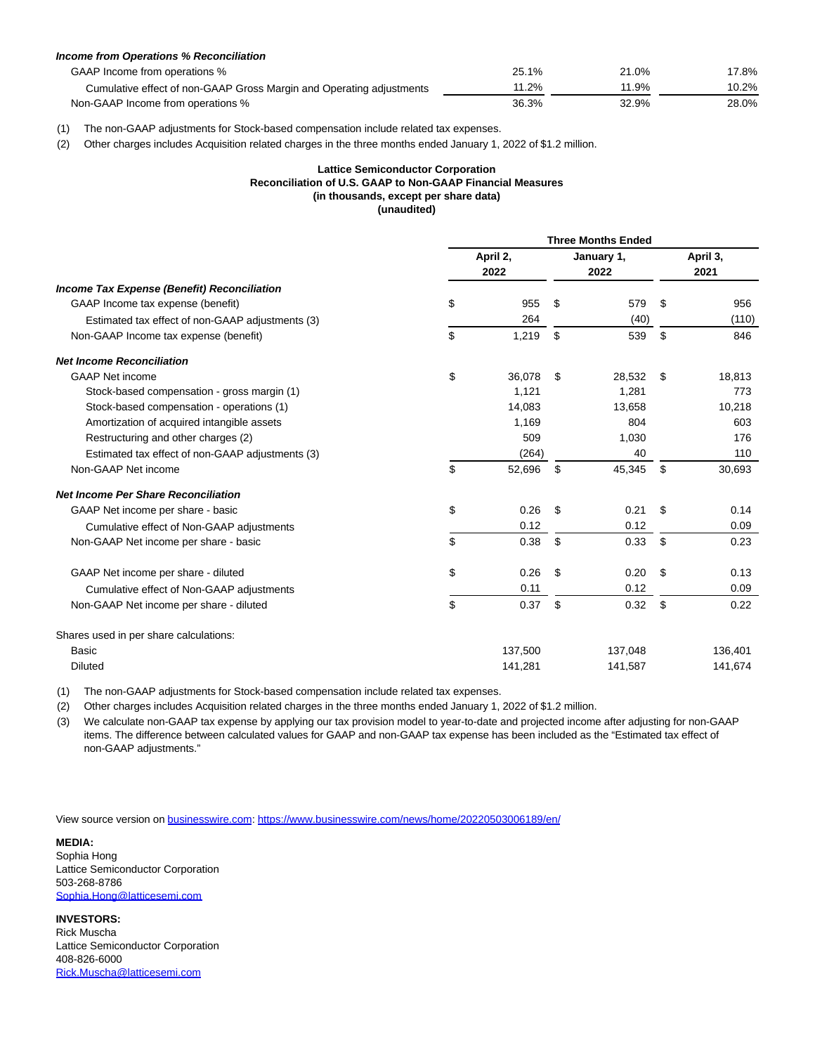| | | | |
|---|---|---|---|
| ***Income from Operations % Reconciliation*** | | | |
| GAAP Income from operations % | 25.1% | 21.0% | 17.8% |
| Cumulative effect of non-GAAP Gross Margin and Operating adjustments | 11.2% | 11.9% | 10.2% |
| Non-GAAP Income from operations % | 36.3% | 32.9% | 28.0% |

(1) The non-GAAP adjustments for Stock-based compensation include related tax expenses.

(2) Other charges includes Acquisition related charges in the three months ended January 1, 2022 of $1.2 million.

**Lattice Semiconductor Corporation**
**Reconciliation of U.S. GAAP to Non-GAAP Financial Measures**
**(in thousands, except per share data)**
**(unaudited)**

| | Three Months Ended | | |
|---|---|---|---|
| | **April 2, 2022** | **January 1, 2022** | **April 3, 2021** |
| ***Income Tax Expense (Benefit) Reconciliation*** | | | |
| GAAP Income tax expense (benefit) | $ 955 | $ 579 | $ 956 |
| Estimated tax effect of non-GAAP adjustments (3) | 264 | (40) | (110) |
| Non-GAAP Income tax expense (benefit) | $ 1,219 | $ 539 | $ 846 |
| ***Net Income Reconciliation*** | | | |
| GAAP Net income | $ 36,078 | $ 28,532 | $ 18,813 |
| Stock-based compensation - gross margin (1) | 1,121 | 1,281 | 773 |
| Stock-based compensation - operations (1) | 14,083 | 13,658 | 10,218 |
| Amortization of acquired intangible assets | 1,169 | 804 | 603 |
| Restructuring and other charges (2) | 509 | 1,030 | 176 |
| Estimated tax effect of non-GAAP adjustments (3) | (264) | 40 | 110 |
| Non-GAAP Net income | $ 52,696 | $ 45,345 | $ 30,693 |
| ***Net Income Per Share Reconciliation*** | | | |
| GAAP Net income per share - basic | $ 0.26 | $ 0.21 | $ 0.14 |
| Cumulative effect of Non-GAAP adjustments | 0.12 | 0.12 | 0.09 |
| Non-GAAP Net income per share - basic | $ 0.38 | $ 0.33 | $ 0.23 |
| GAAP Net income per share - diluted | $ 0.26 | $ 0.20 | $ 0.13 |
| Cumulative effect of Non-GAAP adjustments | 0.11 | 0.12 | 0.09 |
| Non-GAAP Net income per share - diluted | $ 0.37 | $ 0.32 | $ 0.22 |
| Shares used in per share calculations: | | | |
| Basic | 137,500 | 137,048 | 136,401 |
| Diluted | 141,281 | 141,587 | 141,674 |

(1) The non-GAAP adjustments for Stock-based compensation include related tax expenses.

(2) Other charges includes Acquisition related charges in the three months ended January 1, 2022 of $1.2 million.

(3) We calculate non-GAAP tax expense by applying our tax provision model to year-to-date and projected income after adjusting for non-GAAP items. The difference between calculated values for GAAP and non-GAAP tax expense has been included as the "Estimated tax effect of non-GAAP adjustments."

View source version on businesswire.com: https://www.businesswire.com/news/home/20220503006189/en/

**MEDIA:**
Sophia Hong
Lattice Semiconductor Corporation
503-268-8786
Sophia.Hong@latticesemi.com

**INVESTORS:**
Rick Muscha
Lattice Semiconductor Corporation
408-826-6000
Rick.Muscha@latticesemi.com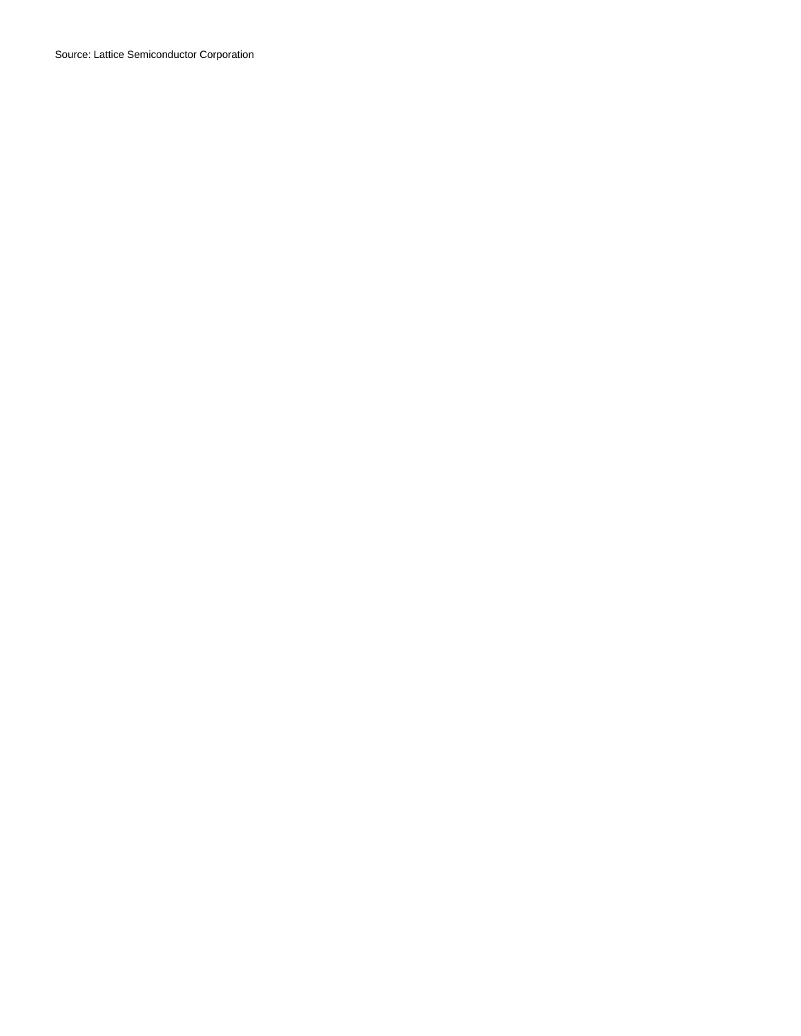Source: Lattice Semiconductor Corporation